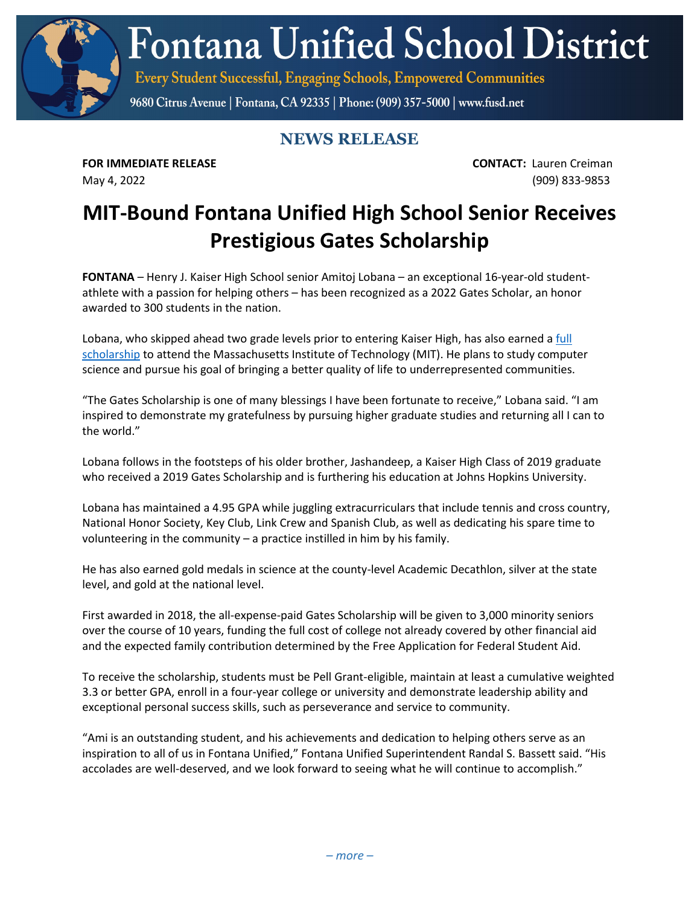# Fontana Unified School District

Every Student Successful, Engaging Schools, Empowered Communities

9680 Citrus Avenue | Fontana, CA 92335 | Phone: (909) 357-5000 | www.fusd.net

## NEWS RELEASE

**FOR IMMEDIATE RELEASE**
May 4, 2022

**CONTACT:** Lauren Creiman
(909) 833-9853

# MIT-Bound Fontana Unified High School Senior Receives Prestigious Gates Scholarship

**FONTANA** – Henry J. Kaiser High School senior Amitoj Lobana – an exceptional 16-year-old student-athlete with a passion for helping others – has been recognized as a 2022 Gates Scholar, an honor awarded to 300 students in the nation.

Lobana, who skipped ahead two grade levels prior to entering Kaiser High, has also earned a full scholarship to attend the Massachusetts Institute of Technology (MIT). He plans to study computer science and pursue his goal of bringing a better quality of life to underrepresented communities.

"The Gates Scholarship is one of many blessings I have been fortunate to receive," Lobana said. "I am inspired to demonstrate my gratefulness by pursuing higher graduate studies and returning all I can to the world."

Lobana follows in the footsteps of his older brother, Jashandeep, a Kaiser High Class of 2019 graduate who received a 2019 Gates Scholarship and is furthering his education at Johns Hopkins University.

Lobana has maintained a 4.95 GPA while juggling extracurriculars that include tennis and cross country, National Honor Society, Key Club, Link Crew and Spanish Club, as well as dedicating his spare time to volunteering in the community – a practice instilled in him by his family.

He has also earned gold medals in science at the county-level Academic Decathlon, silver at the state level, and gold at the national level.

First awarded in 2018, the all-expense-paid Gates Scholarship will be given to 3,000 minority seniors over the course of 10 years, funding the full cost of college not already covered by other financial aid and the expected family contribution determined by the Free Application for Federal Student Aid.

To receive the scholarship, students must be Pell Grant-eligible, maintain at least a cumulative weighted 3.3 or better GPA, enroll in a four-year college or university and demonstrate leadership ability and exceptional personal success skills, such as perseverance and service to community.

"Ami is an outstanding student, and his achievements and dedication to helping others serve as an inspiration to all of us in Fontana Unified," Fontana Unified Superintendent Randal S. Bassett said. "His accolades are well-deserved, and we look forward to seeing what he will continue to accomplish."

*– more –*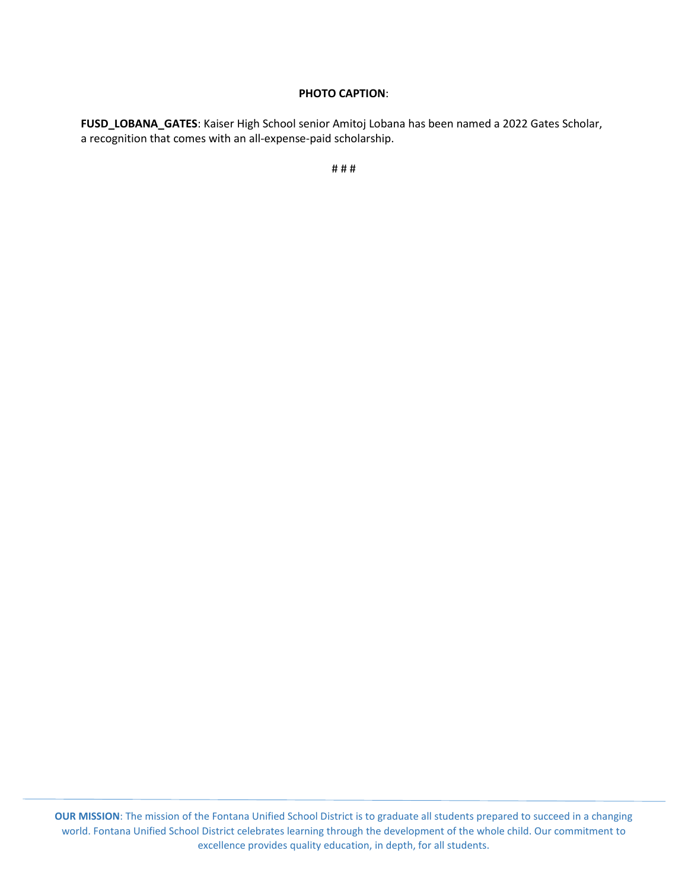**PHOTO CAPTION**:

**FUSD_LOBANA_GATES**: Kaiser High School senior Amitoj Lobana has been named a 2022 Gates Scholar, a recognition that comes with an all-expense-paid scholarship.

# # #

**OUR MISSION**: The mission of the Fontana Unified School District is to graduate all students prepared to succeed in a changing world. Fontana Unified School District celebrates learning through the development of the whole child. Our commitment to excellence provides quality education, in depth, for all students.